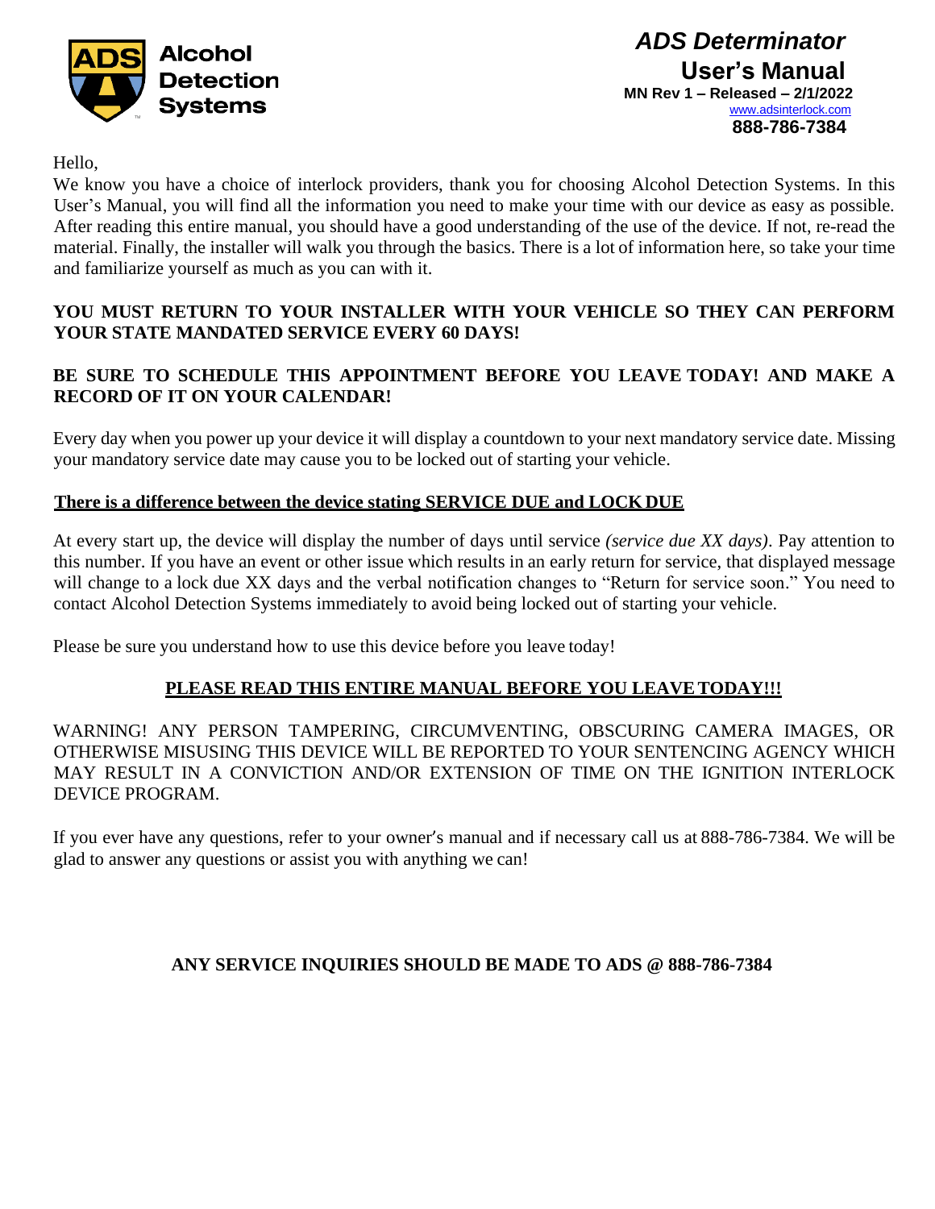**Alcohol Detection Systems**

# ADS Determinator User's Manual

**MN Rev 1 – Released – 2/1/2022**
www.adsinterlock.com
**888-786-7384**

Hello,

We know you have a choice of interlock providers, thank you for choosing Alcohol Detection Systems. In this User's Manual, you will find all the information you need to make your time with our device as easy as possible. After reading this entire manual, you should have a good understanding of the use of the device. If not, re-read the material. Finally, the installer will walk you through the basics. There is a lot of information here, so take your time and familiarize yourself as much as you can with it.

**YOU MUST RETURN TO YOUR INSTALLER WITH YOUR VEHICLE SO THEY CAN PERFORM YOUR STATE MANDATED SERVICE EVERY 60 DAYS!**

**BE SURE TO SCHEDULE THIS APPOINTMENT BEFORE YOU LEAVE TODAY! AND MAKE A RECORD OF IT ON YOUR CALENDAR!**

Every day when you power up your device it will display a countdown to your next mandatory service date. Missing your mandatory service date may cause you to be locked out of starting your vehicle.

**There is a difference between the device stating SERVICE DUE and LOCK DUE**

At every start up, the device will display the number of days until service *(service due XX days)*. Pay attention to this number. If you have an event or other issue which results in an early return for service, that displayed message will change to a lock due XX days and the verbal notification changes to "Return for service soon." You need to contact Alcohol Detection Systems immediately to avoid being locked out of starting your vehicle.

Please be sure you understand how to use this device before you leave today!

**PLEASE READ THIS ENTIRE MANUAL BEFORE YOU LEAVE TODAY!!!**

WARNING! ANY PERSON TAMPERING, CIRCUMVENTING, OBSCURING CAMERA IMAGES, OR OTHERWISE MISUSING THIS DEVICE WILL BE REPORTED TO YOUR SENTENCING AGENCY WHICH MAY RESULT IN A CONVICTION AND/OR EXTENSION OF TIME ON THE IGNITION INTERLOCK DEVICE PROGRAM.

If you ever have any questions, refer to your owner's manual and if necessary call us at 888-786-7384. We will be glad to answer any questions or assist you with anything we can!

**ANY SERVICE INQUIRIES SHOULD BE MADE TO ADS @ 888-786-7384**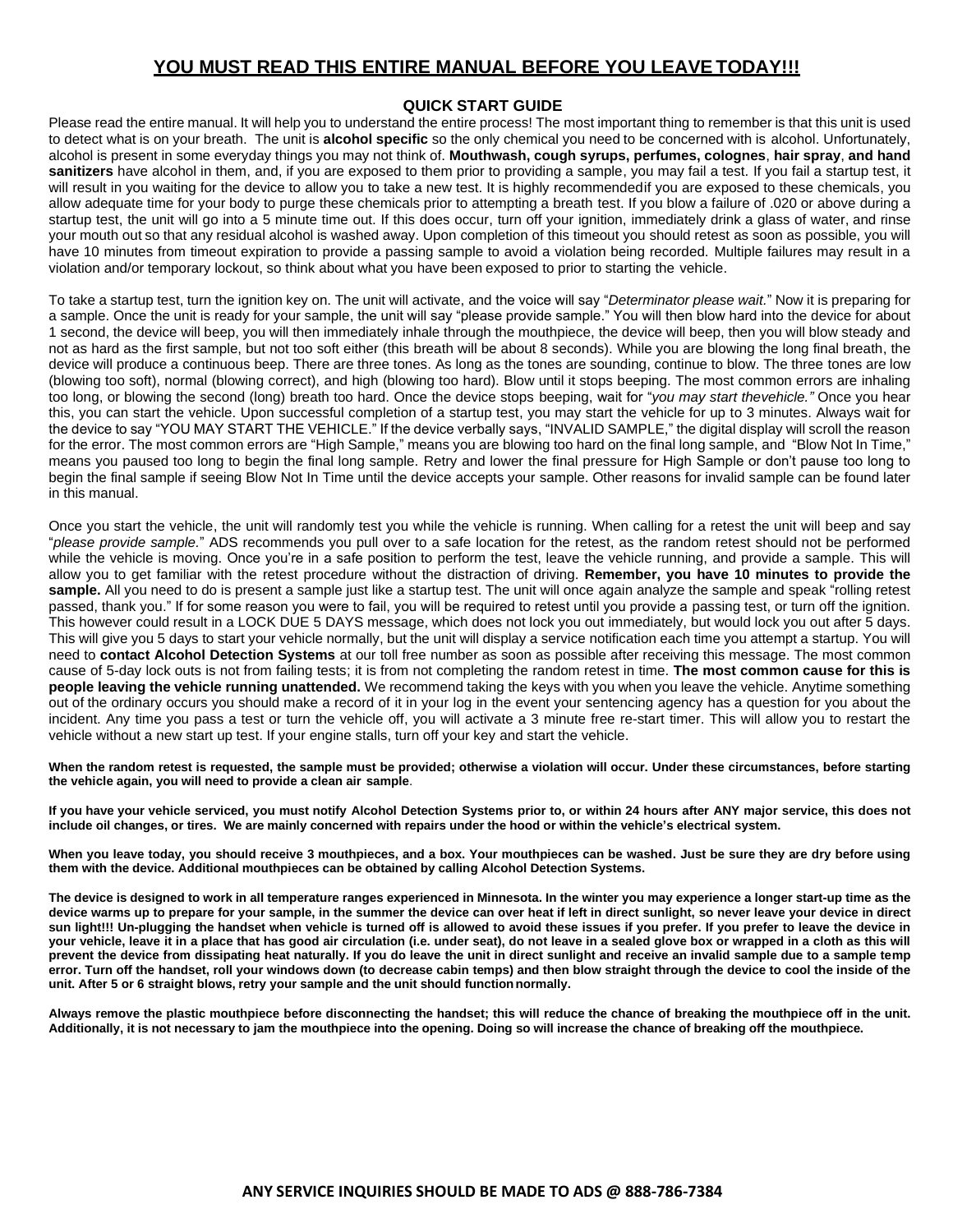# YOU MUST READ THIS ENTIRE MANUAL BEFORE YOU LEAVE TODAY!!!

## QUICK START GUIDE

Please read the entire manual. It will help you to understand the entire process! The most important thing to remember is that this unit is used to detect what is on your breath. The unit is **alcohol specific** so the only chemical you need to be concerned with is alcohol. Unfortunately, alcohol is present in some everyday things you may not think of. **Mouthwash, cough syrups, perfumes, colognes**, **hair spray**, **and hand sanitizers** have alcohol in them, and, if you are exposed to them prior to providing a sample, you may fail a test. If you fail a startup test, it will result in you waiting for the device to allow you to take a new test. It is highly recommendedif you are exposed to these chemicals, you allow adequate time for your body to purge these chemicals prior to attempting a breath test. If you blow a failure of .020 or above during a startup test, the unit will go into a 5 minute time out. If this does occur, turn off your ignition, immediately drink a glass of water, and rinse your mouth out so that any residual alcohol is washed away. Upon completion of this timeout you should retest as soon as possible, you will have 10 minutes from timeout expiration to provide a passing sample to avoid a violation being recorded. Multiple failures may result in a violation and/or temporary lockout, so think about what you have been exposed to prior to starting the vehicle.

To take a startup test, turn the ignition key on. The unit will activate, and the voice will say "*Determinator please wait.*" Now it is preparing for a sample. Once the unit is ready for your sample, the unit will say "please provide sample." You will then blow hard into the device for about 1 second, the device will beep, you will then immediately inhale through the mouthpiece, the device will beep, then you will blow steady and not as hard as the first sample, but not too soft either (this breath will be about 8 seconds). While you are blowing the long final breath, the device will produce a continuous beep. There are three tones. As long as the tones are sounding, continue to blow. The three tones are low (blowing too soft), normal (blowing correct), and high (blowing too hard). Blow until it stops beeping. The most common errors are inhaling too long, or blowing the second (long) breath too hard. Once the device stops beeping, wait for "*you may start thevehicle.*" Once you hear this, you can start the vehicle. Upon successful completion of a startup test, you may start the vehicle for up to 3 minutes. Always wait for the device to say "YOU MAY START THE VEHICLE." If the device verbally says, "INVALID SAMPLE," the digital display will scroll the reason for the error. The most common errors are "High Sample," means you are blowing too hard on the final long sample, and "Blow Not In Time," means you paused too long to begin the final long sample. Retry and lower the final pressure for High Sample or don't pause too long to begin the final sample if seeing Blow Not In Time until the device accepts your sample. Other reasons for invalid sample can be found later in this manual.

Once you start the vehicle, the unit will randomly test you while the vehicle is running. When calling for a retest the unit will beep and say "*please provide sample.*" ADS recommends you pull over to a safe location for the retest, as the random retest should not be performed while the vehicle is moving. Once you're in a safe position to perform the test, leave the vehicle running, and provide a sample. This will allow you to get familiar with the retest procedure without the distraction of driving. **Remember, you have 10 minutes to provide the sample.** All you need to do is present a sample just like a startup test. The unit will once again analyze the sample and speak "rolling retest passed, thank you." If for some reason you were to fail, you will be required to retest until you provide a passing test, or turn off the ignition. This however could result in a LOCK DUE 5 DAYS message, which does not lock you out immediately, but would lock you out after 5 days. This will give you 5 days to start your vehicle normally, but the unit will display a service notification each time you attempt a startup. You will need to **contact Alcohol Detection Systems** at our toll free number as soon as possible after receiving this message. The most common cause of 5-day lock outs is not from failing tests; it is from not completing the random retest in time. **The most common cause for this is people leaving the vehicle running unattended.** We recommend taking the keys with you when you leave the vehicle. Anytime something out of the ordinary occurs you should make a record of it in your log in the event your sentencing agency has a question for you about the incident. Any time you pass a test or turn the vehicle off, you will activate a 3 minute free re-start timer. This will allow you to restart the vehicle without a new start up test. If your engine stalls, turn off your key and start the vehicle.

**When the random retest is requested, the sample must be provided; otherwise a violation will occur. Under these circumstances, before starting the vehicle again, you will need to provide a clean air sample**.

**If you have your vehicle serviced, you must notify Alcohol Detection Systems prior to, or within 24 hours after ANY major service, this does not include oil changes, or tires. We are mainly concerned with repairs under the hood or within the vehicle's electrical system.**

**When you leave today, you should receive 3 mouthpieces, and a box. Your mouthpieces can be washed. Just be sure they are dry before using them with the device. Additional mouthpieces can be obtained by calling Alcohol Detection Systems.**

**The device is designed to work in all temperature ranges experienced in Minnesota. In the winter you may experience a longer start-up time as the device warms up to prepare for your sample, in the summer the device can over heat if left in direct sunlight, so never leave your device in direct sun light!!! Un-plugging the handset when vehicle is turned off is allowed to avoid these issues if you prefer. If you prefer to leave the device in your vehicle, leave it in a place that has good air circulation (i.e. under seat), do not leave in a sealed glove box or wrapped in a cloth as this will prevent the device from dissipating heat naturally. If you do leave the unit in direct sunlight and receive an invalid sample due to a sample temp error. Turn off the handset, roll your windows down (to decrease cabin temps) and then blow straight through the device to cool the inside of the unit. After 5 or 6 straight blows, retry your sample and the unit should function normally.**

**Always remove the plastic mouthpiece before disconnecting the handset; this will reduce the chance of breaking the mouthpiece off in the unit. Additionally, it is not necessary to jam the mouthpiece into the opening. Doing so will increase the chance of breaking off the mouthpiece.**

**ANY SERVICE INQUIRIES SHOULD BE MADE TO ADS @ 888-786-7384**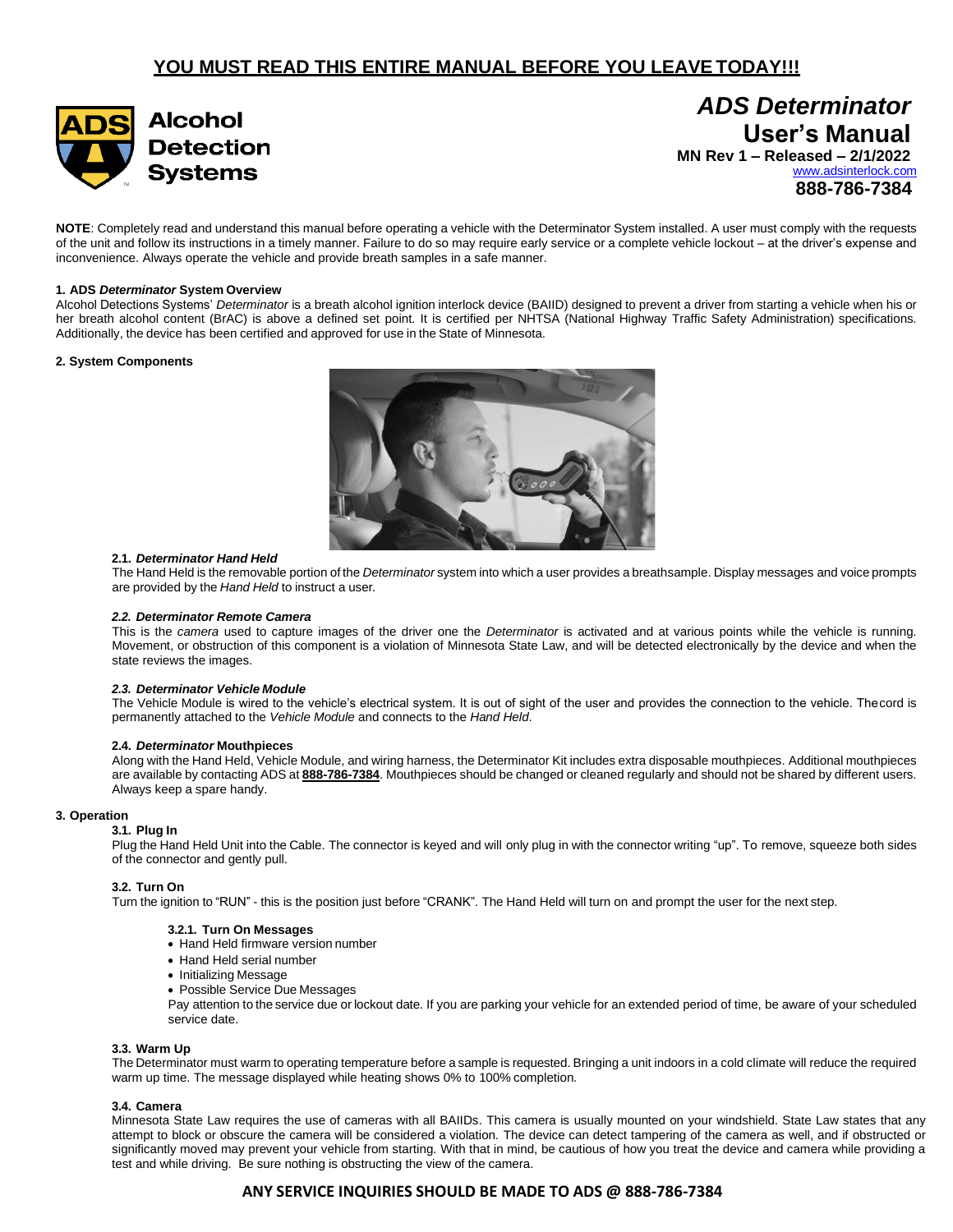**YOU MUST READ THIS ENTIRE MANUAL BEFORE YOU LEAVE TODAY!!!**

Alcohol Detection Systems

# *ADS Determinator* User's Manual

**MN Rev 1 – Released – 2/1/2022**

www.adsinterlock.com

**888-786-7384**

**NOTE**: Completely read and understand this manual before operating a vehicle with the Determinator System installed. A user must comply with the requests of the unit and follow its instructions in a timely manner. Failure to do so may require early service or a complete vehicle lockout – at the driver's expense and inconvenience. Always operate the vehicle and provide breath samples in a safe manner.

## 1. ADS *Determinator* System Overview

Alcohol Detections Systems' *Determinator* is a breath alcohol ignition interlock device (BAIID) designed to prevent a driver from starting a vehicle when his or her breath alcohol content (BrAC) is above a defined set point. It is certified per NHTSA (National Highway Traffic Safety Administration) specifications. Additionally, the device has been certified and approved for use in the State of Minnesota.

## 2. System Components

### 2.1. *Determinator Hand Held*

The Hand Held is the removable portion of the *Determinator* system into which a user provides a breathsample. Display messages and voice prompts are provided by the *Hand Held* to instruct a user.

### *2.2. Determinator Remote Camera*

This is the *camera* used to capture images of the driver one the *Determinator* is activated and at various points while the vehicle is running. Movement, or obstruction of this component is a violation of Minnesota State Law, and will be detected electronically by the device and when the state reviews the images.

### *2.3. Determinator Vehicle Module*

The Vehicle Module is wired to the vehicle's electrical system. It is out of sight of the user and provides the connection to the vehicle. Thecord is permanently attached to the *Vehicle Module* and connects to the *Hand Held*.

### 2.4. *Determinator* Mouthpieces

Along with the Hand Held, Vehicle Module, and wiring harness, the Determinator Kit includes extra disposable mouthpieces. Additional mouthpieces are available by contacting ADS at **888-786-7384**. Mouthpieces should be changed or cleaned regularly and should not be shared by different users. Always keep a spare handy.

## 3. Operation

### 3.1. Plug In

Plug the Hand Held Unit into the Cable. The connector is keyed and will only plug in with the connector writing "up". To remove, squeeze both sides of the connector and gently pull.

### 3.2. Turn On

Turn the ignition to "RUN" - this is the position just before "CRANK". The Hand Held will turn on and prompt the user for the next step.

#### 3.2.1. Turn On Messages

- Hand Held firmware version number
- Hand Held serial number
- Initializing Message
- Possible Service Due Messages

Pay attention to the service due or lockout date. If you are parking your vehicle for an extended period of time, be aware of your scheduled service date.

### 3.3. Warm Up

The Determinator must warm to operating temperature before a sample is requested. Bringing a unit indoors in a cold climate will reduce the required warm up time. The message displayed while heating shows 0% to 100% completion.

### 3.4. Camera

Minnesota State Law requires the use of cameras with all BAIIDs. This camera is usually mounted on your windshield. State Law states that any attempt to block or obscure the camera will be considered a violation. The device can detect tampering of the camera as well, and if obstructed or significantly moved may prevent your vehicle from starting. With that in mind, be cautious of how you treat the device and camera while providing a test and while driving. Be sure nothing is obstructing the view of the camera.

**ANY SERVICE INQUIRIES SHOULD BE MADE TO ADS @ 888-786-7384**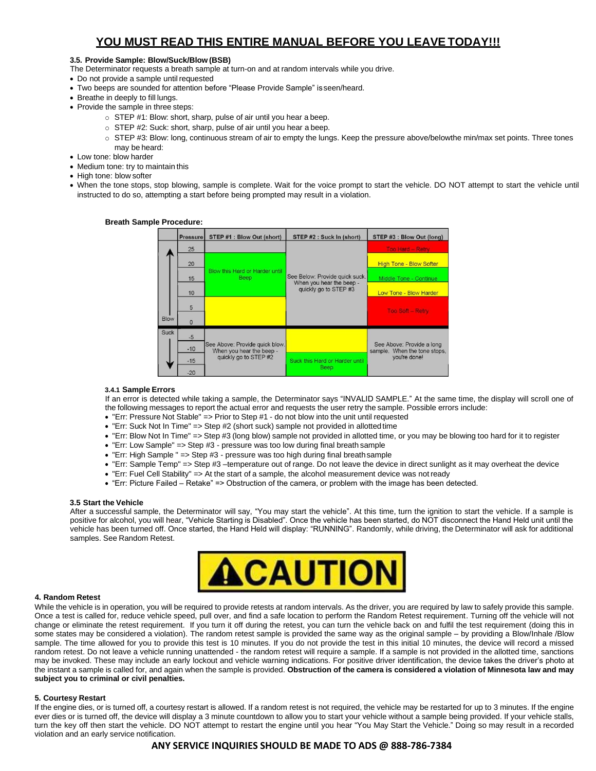# YOU MUST READ THIS ENTIRE MANUAL BEFORE YOU LEAVE TODAY!!!

### 3.5. Provide Sample: Blow/Suck/Blow (BSB)

The Determinator requests a breath sample at turn-on and at random intervals while you drive.

- Do not provide a sample until requested
- Two beeps are sounded for attention before "Please Provide Sample" is seen/heard.
- Breathe in deeply to fill lungs.
- Provide the sample in three steps:
  - STEP #1: Blow: short, sharp, pulse of air until you hear a beep.
  - STEP #2: Suck: short, sharp, pulse of air until you hear a beep.
  - STEP #3: Blow: long, continuous stream of air to empty the lungs. Keep the pressure above/belowthe min/max set points. Three tones may be heard:
- Low tone: blow harder
- Medium tone: try to maintain this
- High tone: blow softer
- When the tone stops, stop blowing, sample is complete. Wait for the voice prompt to start the vehicle. DO NOT attempt to start the vehicle until instructed to do so, attempting a start before being prompted may result in a violation.

**Breath Sample Procedure:**

| | Pressure | STEP #1 : Blow Out (short) | STEP #2 : Suck In (short) | STEP #3 : Blow Out (long) |
|---|---|---|---|---|
| Blow | 25 | | See Below: Provide quick suck. When you hear the beep - quickly go to STEP #3 | Too Hard – Retry |
| | 20 | Blow this Hard or Harder until Beep | | High Tone - Blow Softer |
| | 15 | | | Middle Tone - Continue |
| | 10 | | | Low Tone - Blow Harder |
| | 5 | | | Too Soft – Retry |
| | 0 | | | |
| Suck | -5 | See Above: Provide quick blow. When you hear the beep - quickly go to STEP #2 | | See Above: Provide a long sample. When the tone stops, you're done! |
| | -10 | | | |
| | -15 | | Suck this Hard or Harder until Beep | |
| | -20 | | | |

#### 3.4.1 Sample Errors

If an error is detected while taking a sample, the Determinator says "INVALID SAMPLE." At the same time, the display will scroll one of the following messages to report the actual error and requests the user retry the sample. Possible errors include:

- "Err: Pressure Not Stable" => Prior to Step #1 - do not blow into the unit until requested
- "Err: Suck Not In Time" => Step #2 (short suck) sample not provided in allotted time
- "Err: Blow Not In Time" => Step #3 (long blow) sample not provided in allotted time, or you may be blowing too hard for it to register
- "Err: Low Sample" => Step #3 - pressure was too low during final breath sample
- "Err: High Sample " => Step #3 - pressure was too high during final breath sample
- "Err: Sample Temp" => Step #3 –temperature out of range. Do not leave the device in direct sunlight as it may overheat the device
- "Err: Fuel Cell Stability" => At the start of a sample, the alcohol measurement device was not ready
- "Err: Picture Failed – Retake" => Obstruction of the camera, or problem with the image has been detected.

### 3.5 Start the Vehicle

After a successful sample, the Determinator will say, "You may start the vehicle". At this time, turn the ignition to start the vehicle. If a sample is positive for alcohol, you will hear, "Vehicle Starting is Disabled". Once the vehicle has been started, do NOT disconnect the Hand Held unit until the vehicle has been turned off. Once started, the Hand Held will display: "RUNNING". Randomly, while driving, the Determinator will ask for additional samples. See Random Retest.

**⚠CAUTION**

### 4. Random Retest

While the vehicle is in operation, you will be required to provide retests at random intervals. As the driver, you are required by law to safely provide this sample. Once a test is called for, reduce vehicle speed, pull over, and find a safe location to perform the Random Retest requirement. Turning off the vehicle will not change or eliminate the retest requirement. If you turn it off during the retest, you can turn the vehicle back on and fulfil the test requirement (doing this in some states may be considered a violation). The random retest sample is provided the same way as the original sample – by providing a Blow/Inhale /Blow sample. The time allowed for you to provide this test is 10 minutes. If you do not provide the test in this initial 10 minutes, the device will record a missed random retest. Do not leave a vehicle running unattended - the random retest will require a sample. If a sample is not provided in the allotted time, sanctions may be invoked. These may include an early lockout and vehicle warning indications. For positive driver identification, the device takes the driver's photo at the instant a sample is called for, and again when the sample is provided. **Obstruction of the camera is considered a violation of Minnesota law and may subject you to criminal or civil penalties.**

### 5. Courtesy Restart

If the engine dies, or is turned off, a courtesy restart is allowed. If a random retest is not required, the vehicle may be restarted for up to 3 minutes. If the engine ever dies or is turned off, the device will display a 3 minute countdown to allow you to start your vehicle without a sample being provided. If your vehicle stalls, turn the key off then start the vehicle. DO NOT attempt to restart the engine until you hear "You May Start the Vehicle." Doing so may result in a recorded violation and an early service notification.

**ANY SERVICE INQUIRIES SHOULD BE MADE TO ADS @ 888-786-7384**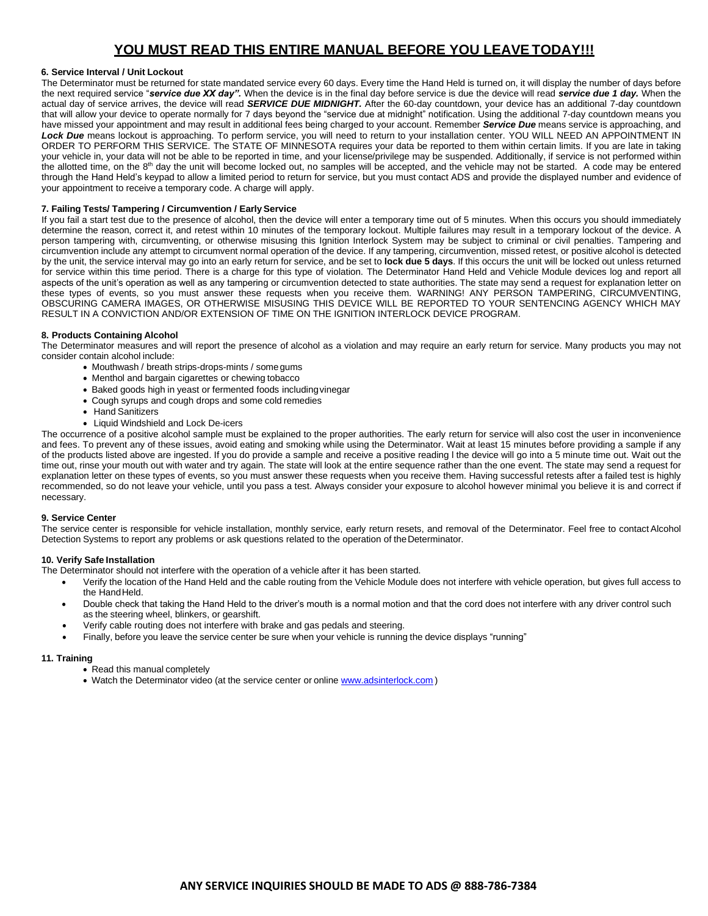# YOU MUST READ THIS ENTIRE MANUAL BEFORE YOU LEAVE TODAY!!!

### 6. Service Interval / Unit Lockout

The Determinator must be returned for state mandated service every 60 days. Every time the Hand Held is turned on, it will display the number of days before the next required service "***service due XX day".*** When the device is in the final day before service is due the device will read ***service due 1 day.*** When the actual day of service arrives, the device will read ***SERVICE DUE MIDNIGHT.*** After the 60-day countdown, your device has an additional 7-day countdown that will allow your device to operate normally for 7 days beyond the "service due at midnight" notification. Using the additional 7-day countdown means you have missed your appointment and may result in additional fees being charged to your account. Remember ***Service Due*** means service is approaching, and ***Lock Due*** means lockout is approaching. To perform service, you will need to return to your installation center. YOU WILL NEED AN APPOINTMENT IN ORDER TO PERFORM THIS SERVICE. The STATE OF MINNESOTA requires your data be reported to them within certain limits. If you are late in taking your vehicle in, your data will not be able to be reported in time, and your license/privilege may be suspended. Additionally, if service is not performed within the allotted time, on the 8th day the unit will become locked out, no samples will be accepted, and the vehicle may not be started. A code may be entered through the Hand Held's keypad to allow a limited period to return for service, but you must contact ADS and provide the displayed number and evidence of your appointment to receive a temporary code. A charge will apply.

### 7. Failing Tests/ Tampering / Circumvention / Early Service

If you fail a start test due to the presence of alcohol, then the device will enter a temporary time out of 5 minutes. When this occurs you should immediately determine the reason, correct it, and retest within 10 minutes of the temporary lockout. Multiple failures may result in a temporary lockout of the device. A person tampering with, circumventing, or otherwise misusing this Ignition Interlock System may be subject to criminal or civil penalties. Tampering and circumvention include any attempt to circumvent normal operation of the device. If any tampering, circumvention, missed retest, or positive alcohol is detected by the unit, the service interval may go into an early return for service, and be set to **lock due 5 days**. If this occurs the unit will be locked out unless returned for service within this time period. There is a charge for this type of violation. The Determinator Hand Held and Vehicle Module devices log and report all aspects of the unit's operation as well as any tampering or circumvention detected to state authorities. The state may send a request for explanation letter on these types of events, so you must answer these requests when you receive them. WARNING! ANY PERSON TAMPERING, CIRCUMVENTING, OBSCURING CAMERA IMAGES, OR OTHERWISE MISUSING THIS DEVICE WILL BE REPORTED TO YOUR SENTENCING AGENCY WHICH MAY RESULT IN A CONVICTION AND/OR EXTENSION OF TIME ON THE IGNITION INTERLOCK DEVICE PROGRAM.

### 8. Products Containing Alcohol

The Determinator measures and will report the presence of alcohol as a violation and may require an early return for service. Many products you may not consider contain alcohol include:

- Mouthwash / breath strips-drops-mints / some gums
- Menthol and bargain cigarettes or chewing tobacco
- Baked goods high in yeast or fermented foods including vinegar
- Cough syrups and cough drops and some cold remedies
- Hand Sanitizers
- Liquid Windshield and Lock De-icers

The occurrence of a positive alcohol sample must be explained to the proper authorities. The early return for service will also cost the user in inconvenience and fees. To prevent any of these issues, avoid eating and smoking while using the Determinator. Wait at least 15 minutes before providing a sample if any of the products listed above are ingested. If you do provide a sample and receive a positive reading I the device will go into a 5 minute time out. Wait out the time out, rinse your mouth out with water and try again. The state will look at the entire sequence rather than the one event. The state may send a request for explanation letter on these types of events, so you must answer these requests when you receive them. Having successful retests after a failed test is highly recommended, so do not leave your vehicle, until you pass a test. Always consider your exposure to alcohol however minimal you believe it is and correct if necessary.

### 9. Service Center

The service center is responsible for vehicle installation, monthly service, early return resets, and removal of the Determinator. Feel free to contact Alcohol Detection Systems to report any problems or ask questions related to the operation of the Determinator.

### 10. Verify Safe Installation

The Determinator should not interfere with the operation of a vehicle after it has been started.

- Verify the location of the Hand Held and the cable routing from the Vehicle Module does not interfere with vehicle operation, but gives full access to the Hand Held.
- Double check that taking the Hand Held to the driver's mouth is a normal motion and that the cord does not interfere with any driver control such as the steering wheel, blinkers, or gearshift.
- Verify cable routing does not interfere with brake and gas pedals and steering.
- Finally, before you leave the service center be sure when your vehicle is running the device displays "running"

### 11. Training

- Read this manual completely
- Watch the Determinator video (at the service center or online www.adsinterlock.com )

**ANY SERVICE INQUIRIES SHOULD BE MADE TO ADS @ 888-786-7384**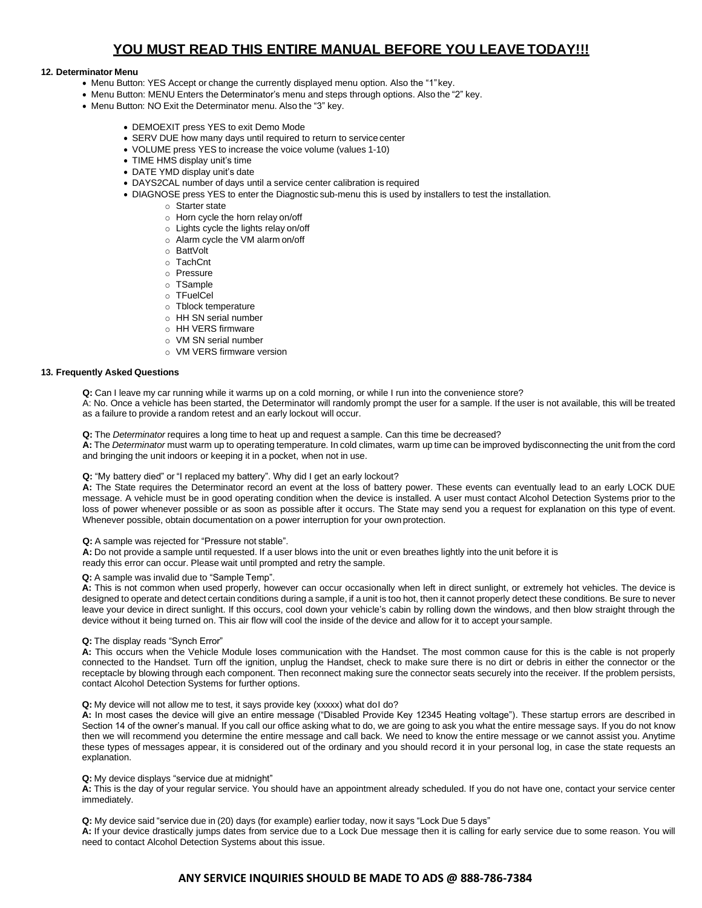# YOU MUST READ THIS ENTIRE MANUAL BEFORE YOU LEAVE TODAY!!!

**12. Determinator Menu**

- Menu Button: YES Accept or change the currently displayed menu option. Also the "1" key.
- Menu Button: MENU Enters the Determinator's menu and steps through options. Also the "2" key.
- Menu Button: NO Exit the Determinator menu. Also the "3" key.

  - DEMOEXIT press YES to exit Demo Mode
  - SERV DUE how many days until required to return to service center
  - VOLUME press YES to increase the voice volume (values 1-10)
  - TIME HMS display unit's time
  - DATE YMD display unit's date
  - DAYS2CAL number of days until a service center calibration is required
  - DIAGNOSE press YES to enter the Diagnostic sub-menu this is used by installers to test the installation.
    - Starter state
    - Horn cycle the horn relay on/off
    - Lights cycle the lights relay on/off
    - Alarm cycle the VM alarm on/off
    - BattVolt
    - TachCnt
    - Pressure
    - TSample
    - TFuelCel
    - Tblock temperature
    - HH SN serial number
    - HH VERS firmware
    - VM SN serial number
    - VM VERS firmware version

**13. Frequently Asked Questions**

**Q:** Can I leave my car running while it warms up on a cold morning, or while I run into the convenience store?
A: No. Once a vehicle has been started, the Determinator will randomly prompt the user for a sample. If the user is not available, this will be treated as a failure to provide a random retest and an early lockout will occur.

**Q:** The *Determinator* requires a long time to heat up and request a sample. Can this time be decreased?
**A:** The *Determinator* must warm up to operating temperature. In cold climates, warm up time can be improved bydisconnecting the unit from the cord and bringing the unit indoors or keeping it in a pocket, when not in use.

**Q:** "My battery died" or "I replaced my battery". Why did I get an early lockout?
**A:** The State requires the Determinator record an event at the loss of battery power. These events can eventually lead to an early LOCK DUE message. A vehicle must be in good operating condition when the device is installed. A user must contact Alcohol Detection Systems prior to the loss of power whenever possible or as soon as possible after it occurs. The State may send you a request for explanation on this type of event. Whenever possible, obtain documentation on a power interruption for your own protection.

**Q:** A sample was rejected for "Pressure not stable".
**A:** Do not provide a sample until requested. If a user blows into the unit or even breathes lightly into the unit before it is ready this error can occur. Please wait until prompted and retry the sample.

**Q:** A sample was invalid due to "Sample Temp".
**A:** This is not common when used properly, however can occur occasionally when left in direct sunlight, or extremely hot vehicles. The device is designed to operate and detect certain conditions during a sample, if a unit is too hot, then it cannot properly detect these conditions. Be sure to never leave your device in direct sunlight. If this occurs, cool down your vehicle's cabin by rolling down the windows, and then blow straight through the device without it being turned on. This air flow will cool the inside of the device and allow for it to accept your sample.

**Q:** The display reads "Synch Error"
**A:** This occurs when the Vehicle Module loses communication with the Handset. The most common cause for this is the cable is not properly connected to the Handset. Turn off the ignition, unplug the Handset, check to make sure there is no dirt or debris in either the connector or the receptacle by blowing through each component. Then reconnect making sure the connector seats securely into the receiver. If the problem persists, contact Alcohol Detection Systems for further options.

**Q:** My device will not allow me to test, it says provide key (xxxxx) what doI do?
**A:** In most cases the device will give an entire message ("Disabled Provide Key 12345 Heating voltage"). These startup errors are described in Section 14 of the owner's manual. If you call our office asking what to do, we are going to ask you what the entire message says. If you do not know then we will recommend you determine the entire message and call back. We need to know the entire message or we cannot assist you. Anytime these types of messages appear, it is considered out of the ordinary and you should record it in your personal log, in case the state requests an explanation.

**Q:** My device displays "service due at midnight"
**A:** This is the day of your regular service. You should have an appointment already scheduled. If you do not have one, contact your service center immediately.

**Q:** My device said "service due in (20) days (for example) earlier today, now it says "Lock Due 5 days"
**A:** If your device drastically jumps dates from service due to a Lock Due message then it is calling for early service due to some reason. You will need to contact Alcohol Detection Systems about this issue.

**ANY SERVICE INQUIRIES SHOULD BE MADE TO ADS @ 888-786-7384**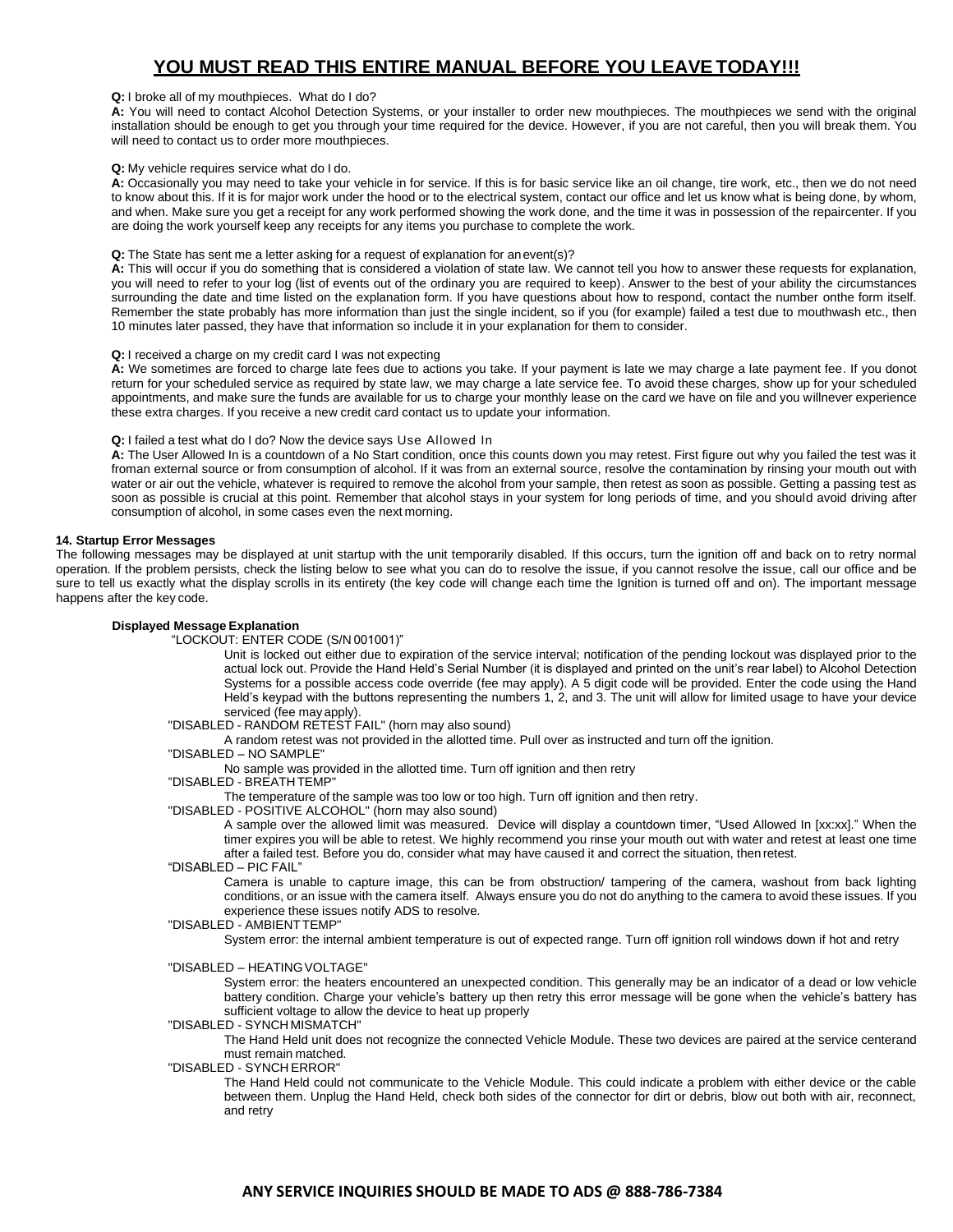# YOU MUST READ THIS ENTIRE MANUAL BEFORE YOU LEAVE TODAY!!!

**Q:** I broke all of my mouthpieces. What do I do?
**A:** You will need to contact Alcohol Detection Systems, or your installer to order new mouthpieces. The mouthpieces we send with the original installation should be enough to get you through your time required for the device. However, if you are not careful, then you will break them. You will need to contact us to order more mouthpieces.

**Q:** My vehicle requires service what do I do.
**A:** Occasionally you may need to take your vehicle in for service. If this is for basic service like an oil change, tire work, etc., then we do not need to know about this. If it is for major work under the hood or to the electrical system, contact our office and let us know what is being done, by whom, and when. Make sure you get a receipt for any work performed showing the work done, and the time it was in possession of the repaircenter. If you are doing the work yourself keep any receipts for any items you purchase to complete the work.

**Q:** The State has sent me a letter asking for a request of explanation for anevent(s)?
**A:** This will occur if you do something that is considered a violation of state law. We cannot tell you how to answer these requests for explanation, you will need to refer to your log (list of events out of the ordinary you are required to keep). Answer to the best of your ability the circumstances surrounding the date and time listed on the explanation form. If you have questions about how to respond, contact the number onthe form itself. Remember the state probably has more information than just the single incident, so if you (for example) failed a test due to mouthwash etc., then 10 minutes later passed, they have that information so include it in your explanation for them to consider.

**Q:** I received a charge on my credit card I was not expecting
**A:** We sometimes are forced to charge late fees due to actions you take. If your payment is late we may charge a late payment fee. If you donot return for your scheduled service as required by state law, we may charge a late service fee. To avoid these charges, show up for your scheduled appointments, and make sure the funds are available for us to charge your monthly lease on the card we have on file and you willnever experience these extra charges. If you receive a new credit card contact us to update your information.

**Q:** I failed a test what do I do? Now the device says Use Allowed In
**A:** The User Allowed In is a countdown of a No Start condition, once this counts down you may retest. First figure out why you failed the test was it froman external source or from consumption of alcohol. If it was from an external source, resolve the contamination by rinsing your mouth out with water or air out the vehicle, whatever is required to remove the alcohol from your sample, then retest as soon as possible. Getting a passing test as soon as possible is crucial at this point. Remember that alcohol stays in your system for long periods of time, and you should avoid driving after consumption of alcohol, in some cases even the next morning.

### 14. Startup Error Messages

The following messages may be displayed at unit startup with the unit temporarily disabled. If this occurs, turn the ignition off and back on to retry normal operation. If the problem persists, check the listing below to see what you can do to resolve the issue, if you cannot resolve the issue, call our office and be sure to tell us exactly what the display scrolls in its entirety (the key code will change each time the Ignition is turned off and on). The important message happens after the key code.

**Displayed Message Explanation**

"LOCKOUT: ENTER CODE (S/N 001001)"
: Unit is locked out either due to expiration of the service interval; notification of the pending lockout was displayed prior to the actual lock out. Provide the Hand Held's Serial Number (it is displayed and printed on the unit's rear label) to Alcohol Detection Systems for a possible access code override (fee may apply). A 5 digit code will be provided. Enter the code using the Hand Held's keypad with the buttons representing the numbers 1, 2, and 3. The unit will allow for limited usage to have your device serviced (fee may apply).

"DISABLED - RANDOM RETEST FAIL" (horn may also sound)
: A random retest was not provided in the allotted time. Pull over as instructed and turn off the ignition.

"DISABLED – NO SAMPLE"
: No sample was provided in the allotted time. Turn off ignition and then retry

"DISABLED - BREATH TEMP"
: The temperature of the sample was too low or too high. Turn off ignition and then retry.

"DISABLED - POSITIVE ALCOHOL" (horn may also sound)
: A sample over the allowed limit was measured. Device will display a countdown timer, "Used Allowed In [xx:xx]." When the timer expires you will be able to retest. We highly recommend you rinse your mouth out with water and retest at least one time after a failed test. Before you do, consider what may have caused it and correct the situation, then retest.

"DISABLED – PIC FAIL"
: Camera is unable to capture image, this can be from obstruction/ tampering of the camera, washout from back lighting conditions, or an issue with the camera itself. Always ensure you do not do anything to the camera to avoid these issues. If you experience these issues notify ADS to resolve.

"DISABLED - AMBIENT TEMP"
: System error: the internal ambient temperature is out of expected range. Turn off ignition roll windows down if hot and retry

"DISABLED – HEATING VOLTAGE"
: System error: the heaters encountered an unexpected condition. This generally may be an indicator of a dead or low vehicle battery condition. Charge your vehicle's battery up then retry this error message will be gone when the vehicle's battery has sufficient voltage to allow the device to heat up properly

"DISABLED - SYNCH MISMATCH"
: The Hand Held unit does not recognize the connected Vehicle Module. These two devices are paired at the service centerand must remain matched.

"DISABLED - SYNCH ERROR"
: The Hand Held could not communicate to the Vehicle Module. This could indicate a problem with either device or the cable between them. Unplug the Hand Held, check both sides of the connector for dirt or debris, blow out both with air, reconnect, and retry

**ANY SERVICE INQUIRIES SHOULD BE MADE TO ADS @ 888-786-7384**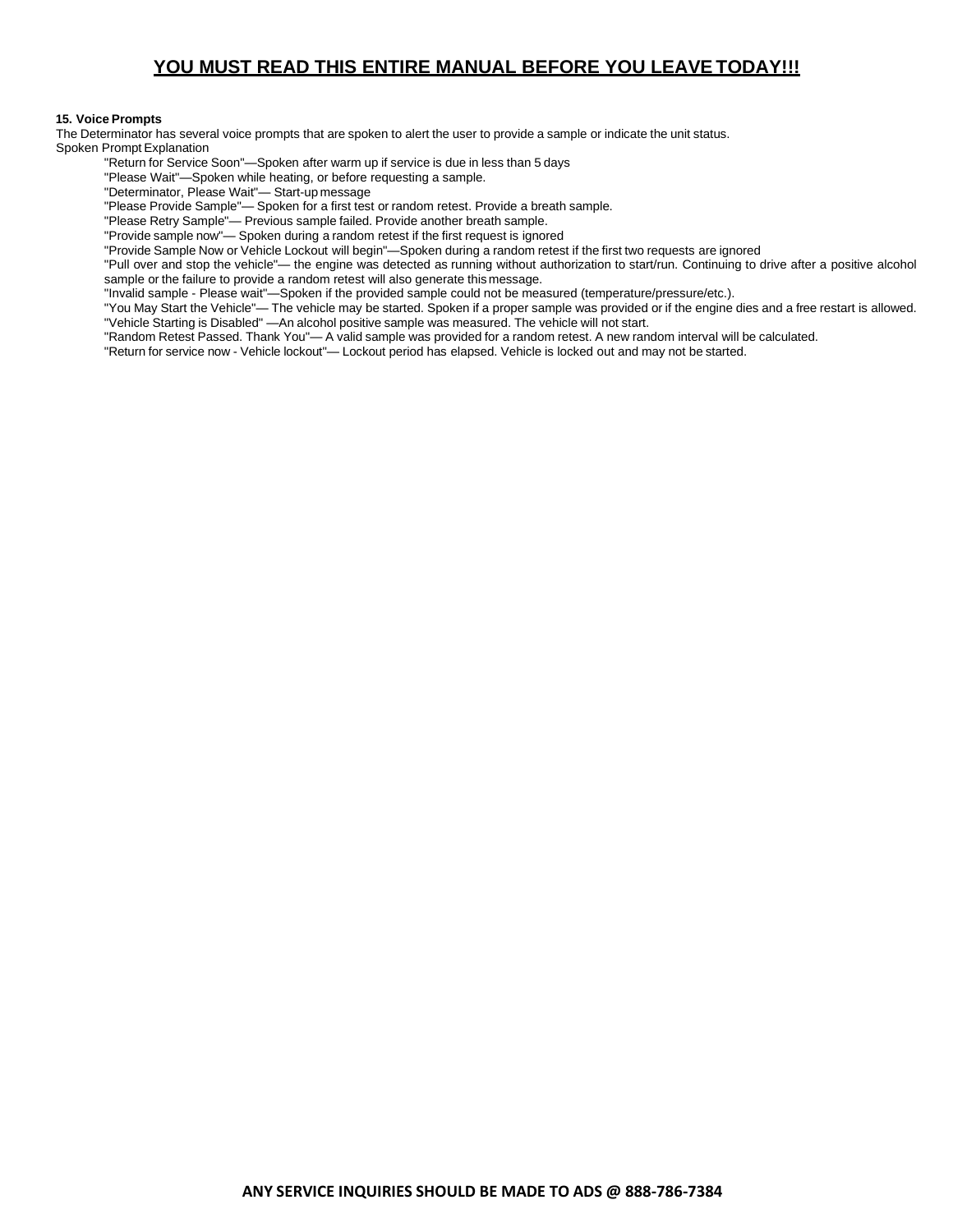**15. Voice Prompts**

The Determinator has several voice prompts that are spoken to alert the user to provide a sample or indicate the unit status.

Spoken Prompt Explanation

- "Return for Service Soon"—Spoken after warm up if service is due in less than 5 days
- "Please Wait"—Spoken while heating, or before requesting a sample.
- "Determinator, Please Wait"— Start-up message
- "Please Provide Sample"— Spoken for a first test or random retest. Provide a breath sample.
- "Please Retry Sample"— Previous sample failed. Provide another breath sample.
- "Provide sample now"— Spoken during a random retest if the first request is ignored
- "Provide Sample Now or Vehicle Lockout will begin"—Spoken during a random retest if the first two requests are ignored
- "Pull over and stop the vehicle"— the engine was detected as running without authorization to start/run. Continuing to drive after a positive alcohol sample or the failure to provide a random retest will also generate this message.
- "Invalid sample - Please wait"—Spoken if the provided sample could not be measured (temperature/pressure/etc.).
- "You May Start the Vehicle"— The vehicle may be started. Spoken if a proper sample was provided or if the engine dies and a free restart is allowed.
- "Vehicle Starting is Disabled" —An alcohol positive sample was measured. The vehicle will not start.
- "Random Retest Passed. Thank You"— A valid sample was provided for a random retest. A new random interval will be calculated.
- "Return for service now - Vehicle lockout"— Lockout period has elapsed. Vehicle is locked out and may not be started.